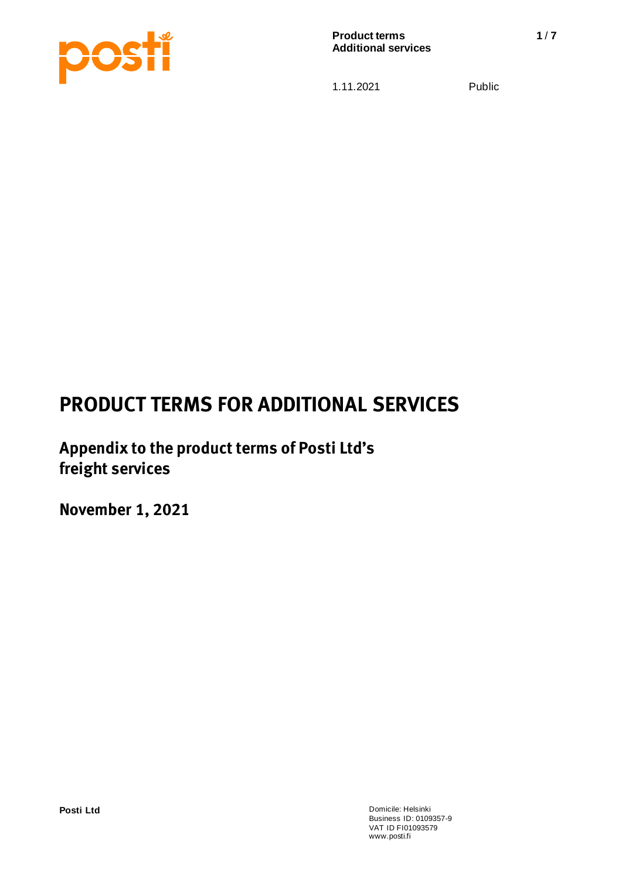# PRODUCT TERMS FOR ADDITIONAL SERVICES

## Appendix to the product terms of Posti Ltd's freight services

**November 1, 2021**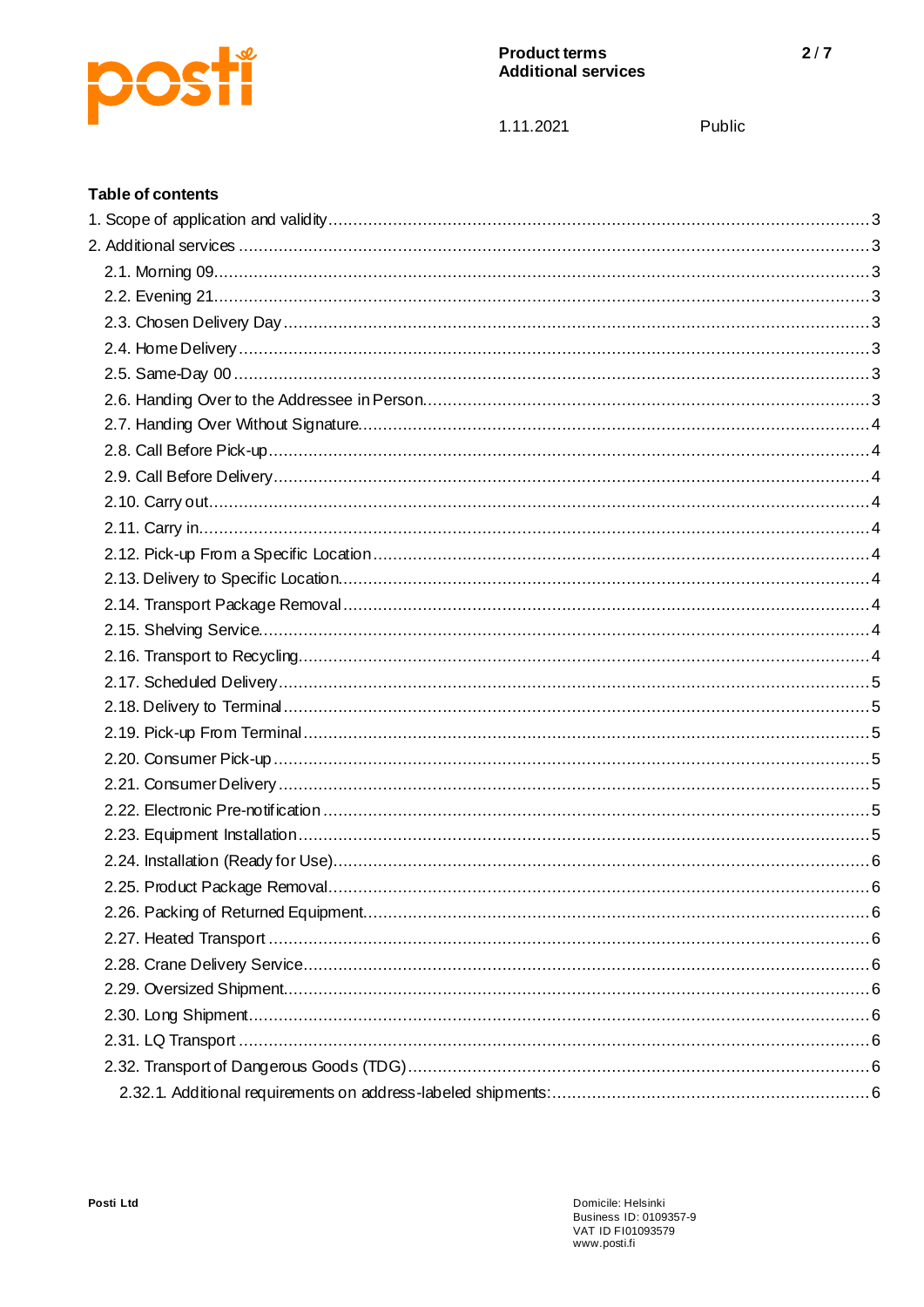## Table of contents

1. Scope of application and validity ..... 3
2. Additional services ..... 3
   - 2.1. Morning 09 ..... 3
   - 2.2. Evening 21 ..... 3
   - 2.3. Chosen Delivery Day ..... 3
   - 2.4. Home Delivery ..... 3
   - 2.5. Same-Day 00 ..... 3
   - 2.6. Handing Over to the Addressee in Person ..... 3
   - 2.7. Handing Over Without Signature ..... 4
   - 2.8. Call Before Pick-up ..... 4
   - 2.9. Call Before Delivery ..... 4
   - 2.10. Carry out ..... 4
   - 2.11. Carry in ..... 4
   - 2.12. Pick-up From a Specific Location ..... 4
   - 2.13. Delivery to Specific Location ..... 4
   - 2.14. Transport Package Removal ..... 4
   - 2.15. Shelving Service ..... 4
   - 2.16. Transport to Recycling ..... 4
   - 2.17. Scheduled Delivery ..... 5
   - 2.18. Delivery to Terminal ..... 5
   - 2.19. Pick-up From Terminal ..... 5
   - 2.20. Consumer Pick-up ..... 5
   - 2.21. Consumer Delivery ..... 5
   - 2.22. Electronic Pre-notification ..... 5
   - 2.23. Equipment Installation ..... 5
   - 2.24. Installation (Ready for Use) ..... 6
   - 2.25. Product Package Removal ..... 6
   - 2.26. Packing of Returned Equipment ..... 6
   - 2.27. Heated Transport ..... 6
   - 2.28. Crane Delivery Service ..... 6
   - 2.29. Oversized Shipment ..... 6
   - 2.30. Long Shipment ..... 6
   - 2.31. LQ Transport ..... 6
   - 2.32. Transport of Dangerous Goods (TDG) ..... 6
     - 2.32.1. Additional requirements on address-labeled shipments: ..... 6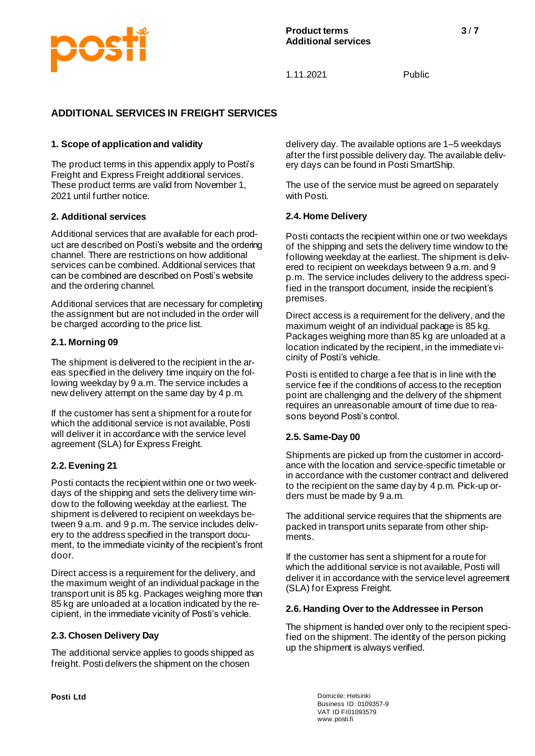## ADDITIONAL SERVICES IN FREIGHT SERVICES

### 1. Scope of application and validity

The product terms in this appendix apply to Posti's Freight and Express Freight additional services. These product terms are valid from November 1, 2021 until further notice.

### 2. Additional services

Additional services that are available for each product are described on Posti's website and the ordering channel. There are restrictions on how additional services can be combined. Additional services that can be combined are described on Posti's website and the ordering channel.

Additional services that are necessary for completing the assignment but are not included in the order will be charged according to the price list.

#### 2.1. Morning 09

The shipment is delivered to the recipient in the areas specified in the delivery time inquiry on the following weekday by 9 a.m. The service includes a new delivery attempt on the same day by 4 p.m.

If the customer has sent a shipment for a route for which the additional service is not available, Posti will deliver it in accordance with the service level agreement (SLA) for Express Freight.

#### 2.2. Evening 21

Posti contacts the recipient within one or two weekdays of the shipping and sets the delivery time window to the following weekday at the earliest. The shipment is delivered to recipient on weekdays between 9 a.m. and 9 p.m. The service includes delivery to the address specified in the transport document, to the immediate vicinity of the recipient's front door.

Direct access is a requirement for the delivery, and the maximum weight of an individual package in the transport unit is 85 kg. Packages weighing more than 85 kg are unloaded at a location indicated by the recipient, in the immediate vicinity of Posti's vehicle.

#### 2.3. Chosen Delivery Day

The additional service applies to goods shipped as freight. Posti delivers the shipment on the chosen delivery day. The available options are 1–5 weekdays after the first possible delivery day. The available delivery days can be found in Posti SmartShip.

The use of the service must be agreed on separately with Posti.

#### 2.4. Home Delivery

Posti contacts the recipient within one or two weekdays of the shipping and sets the delivery time window to the following weekday at the earliest. The shipment is delivered to recipient on weekdays between 9 a.m. and 9 p.m. The service includes delivery to the address specified in the transport document, inside the recipient's premises.

Direct access is a requirement for the delivery, and the maximum weight of an individual package is 85 kg. Packages weighing more than 85 kg are unloaded at a location indicated by the recipient, in the immediate vicinity of Posti's vehicle.

Posti is entitled to charge a fee that is in line with the service fee if the conditions of access to the reception point are challenging and the delivery of the shipment requires an unreasonable amount of time due to reasons beyond Posti's control.

#### 2.5. Same-Day 00

Shipments are picked up from the customer in accordance with the location and service-specific timetable or in accordance with the customer contract and delivered to the recipient on the same day by 4 p.m. Pick-up orders must be made by 9 a.m.

The additional service requires that the shipments are packed in transport units separate from other shipments.

If the customer has sent a shipment for a route for which the additional service is not available, Posti will deliver it in accordance with the service level agreement (SLA) for Express Freight.

#### 2.6. Handing Over to the Addressee in Person

The shipment is handed over only to the recipient specified on the shipment. The identity of the person picking up the shipment is always verified.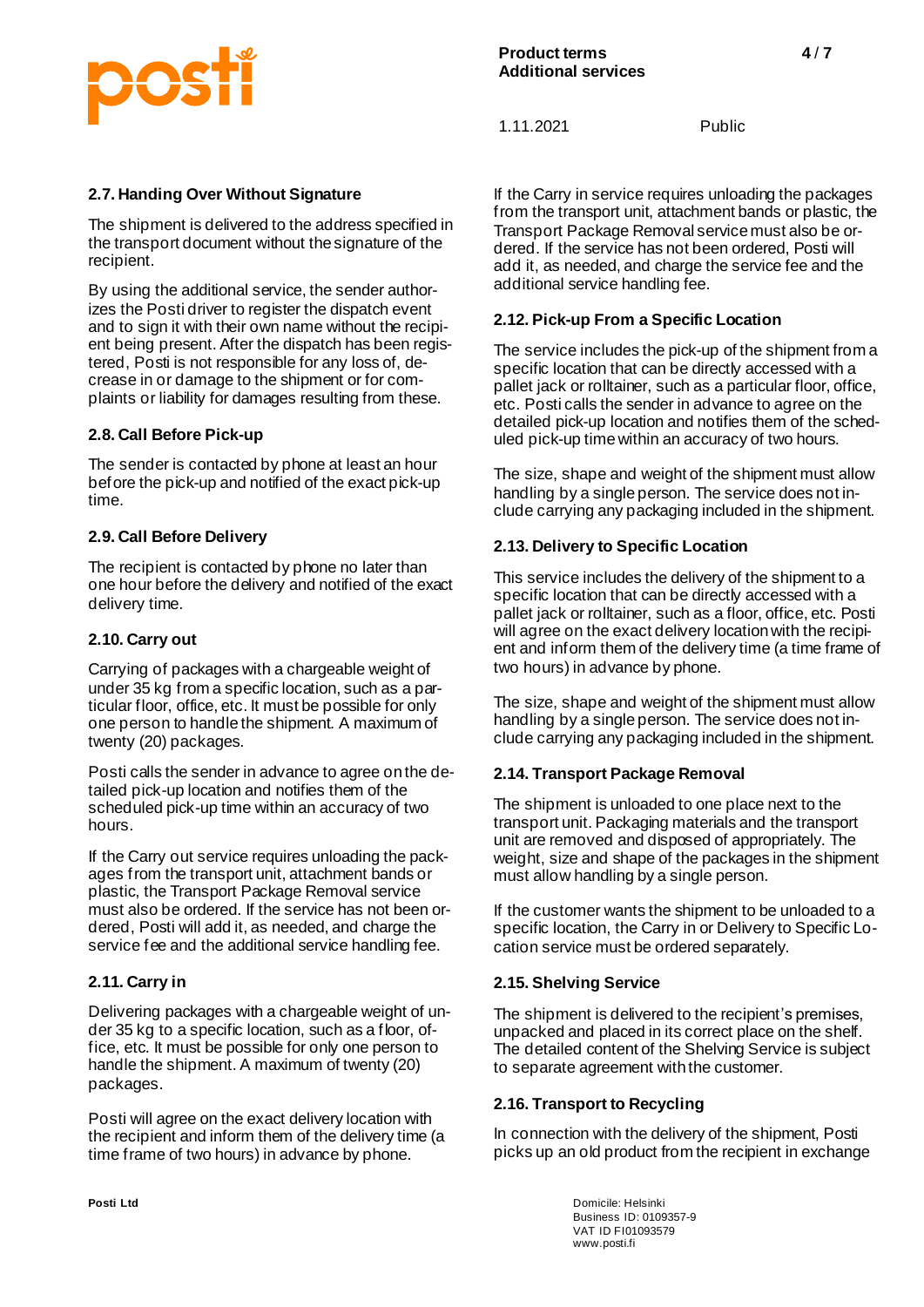## 2.7. Handing Over Without Signature

The shipment is delivered to the address specified in the transport document without the signature of the recipient.

By using the additional service, the sender authorizes the Posti driver to register the dispatch event and to sign it with their own name without the recipient being present. After the dispatch has been registered, Posti is not responsible for any loss of, decrease in or damage to the shipment or for complaints or liability for damages resulting from these.

## 2.8. Call Before Pick-up

The sender is contacted by phone at least an hour before the pick-up and notified of the exact pick-up time.

## 2.9. Call Before Delivery

The recipient is contacted by phone no later than one hour before the delivery and notified of the exact delivery time.

## 2.10. Carry out

Carrying of packages with a chargeable weight of under 35 kg from a specific location, such as a particular floor, office, etc. It must be possible for only one person to handle the shipment. A maximum of twenty (20) packages.

Posti calls the sender in advance to agree on the detailed pick-up location and notifies them of the scheduled pick-up time within an accuracy of two hours.

If the Carry out service requires unloading the packages from the transport unit, attachment bands or plastic, the Transport Package Removal service must also be ordered. If the service has not been ordered, Posti will add it, as needed, and charge the service fee and the additional service handling fee.

## 2.11. Carry in

Delivering packages with a chargeable weight of under 35 kg to a specific location, such as a floor, office, etc. It must be possible for only one person to handle the shipment. A maximum of twenty (20) packages.

Posti will agree on the exact delivery location with the recipient and inform them of the delivery time (a time frame of two hours) in advance by phone.

If the Carry in service requires unloading the packages from the transport unit, attachment bands or plastic, the Transport Package Removal service must also be ordered. If the service has not been ordered, Posti will add it, as needed, and charge the service fee and the additional service handling fee.

## 2.12. Pick-up From a Specific Location

The service includes the pick-up of the shipment from a specific location that can be directly accessed with a pallet jack or rolltainer, such as a particular floor, office, etc. Posti calls the sender in advance to agree on the detailed pick-up location and notifies them of the scheduled pick-up time within an accuracy of two hours.

The size, shape and weight of the shipment must allow handling by a single person. The service does not include carrying any packaging included in the shipment.

## 2.13. Delivery to Specific Location

This service includes the delivery of the shipment to a specific location that can be directly accessed with a pallet jack or rolltainer, such as a floor, office, etc. Posti will agree on the exact delivery location with the recipient and inform them of the delivery time (a time frame of two hours) in advance by phone.

The size, shape and weight of the shipment must allow handling by a single person. The service does not include carrying any packaging included in the shipment.

## 2.14. Transport Package Removal

The shipment is unloaded to one place next to the transport unit. Packaging materials and the transport unit are removed and disposed of appropriately. The weight, size and shape of the packages in the shipment must allow handling by a single person.

If the customer wants the shipment to be unloaded to a specific location, the Carry in or Delivery to Specific Location service must be ordered separately.

## 2.15. Shelving Service

The shipment is delivered to the recipient's premises, unpacked and placed in its correct place on the shelf. The detailed content of the Shelving Service is subject to separate agreement with the customer.

## 2.16. Transport to Recycling

In connection with the delivery of the shipment, Posti picks up an old product from the recipient in exchange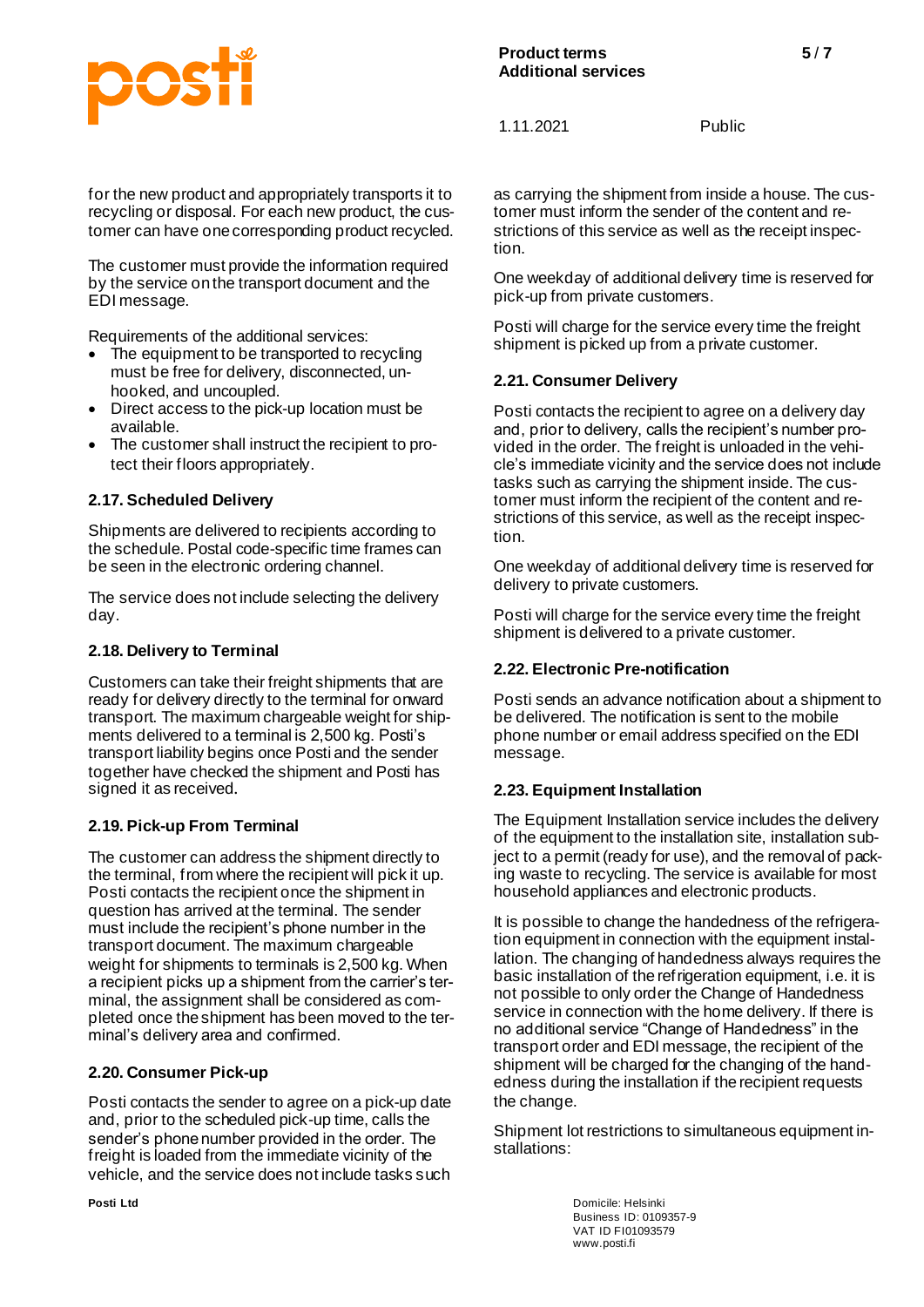for the new product and appropriately transports it to recycling or disposal. For each new product, the customer can have one corresponding product recycled.

The customer must provide the information required by the service on the transport document and the EDI message.

Requirements of the additional services:

- The equipment to be transported to recycling must be free for delivery, disconnected, unhooked, and uncoupled.
- Direct access to the pick-up location must be available.
- The customer shall instruct the recipient to protect their floors appropriately.

### 2.17. Scheduled Delivery

Shipments are delivered to recipients according to the schedule. Postal code-specific time frames can be seen in the electronic ordering channel.

The service does not include selecting the delivery day.

### 2.18. Delivery to Terminal

Customers can take their freight shipments that are ready for delivery directly to the terminal for onward transport. The maximum chargeable weight for shipments delivered to a terminal is 2,500 kg. Posti's transport liability begins once Posti and the sender together have checked the shipment and Posti has signed it as received.

### 2.19. Pick-up From Terminal

The customer can address the shipment directly to the terminal, from where the recipient will pick it up. Posti contacts the recipient once the shipment in question has arrived at the terminal. The sender must include the recipient's phone number in the transport document. The maximum chargeable weight for shipments to terminals is 2,500 kg. When a recipient picks up a shipment from the carrier's terminal, the assignment shall be considered as completed once the shipment has been moved to the terminal's delivery area and confirmed.

### 2.20. Consumer Pick-up

Posti contacts the sender to agree on a pick-up date and, prior to the scheduled pick-up time, calls the sender's phone number provided in the order. The freight is loaded from the immediate vicinity of the vehicle, and the service does not include tasks such as carrying the shipment from inside a house. The customer must inform the sender of the content and restrictions of this service as well as the receipt inspection.

One weekday of additional delivery time is reserved for pick-up from private customers.

Posti will charge for the service every time the freight shipment is picked up from a private customer.

### 2.21. Consumer Delivery

Posti contacts the recipient to agree on a delivery day and, prior to delivery, calls the recipient's number provided in the order. The freight is unloaded in the vehicle's immediate vicinity and the service does not include tasks such as carrying the shipment inside. The customer must inform the recipient of the content and restrictions of this service, as well as the receipt inspection.

One weekday of additional delivery time is reserved for delivery to private customers.

Posti will charge for the service every time the freight shipment is delivered to a private customer.

### 2.22. Electronic Pre-notification

Posti sends an advance notification about a shipment to be delivered. The notification is sent to the mobile phone number or email address specified on the EDI message.

### 2.23. Equipment Installation

The Equipment Installation service includes the delivery of the equipment to the installation site, installation subject to a permit (ready for use), and the removal of packing waste to recycling. The service is available for most household appliances and electronic products.

It is possible to change the handedness of the refrigeration equipment in connection with the equipment installation. The changing of handedness always requires the basic installation of the refrigeration equipment, i.e. it is not possible to only order the Change of Handedness service in connection with the home delivery. If there is no additional service "Change of Handedness" in the transport order and EDI message, the recipient of the shipment will be charged for the changing of the handedness during the installation if the recipient requests the change.

Shipment lot restrictions to simultaneous equipment installations: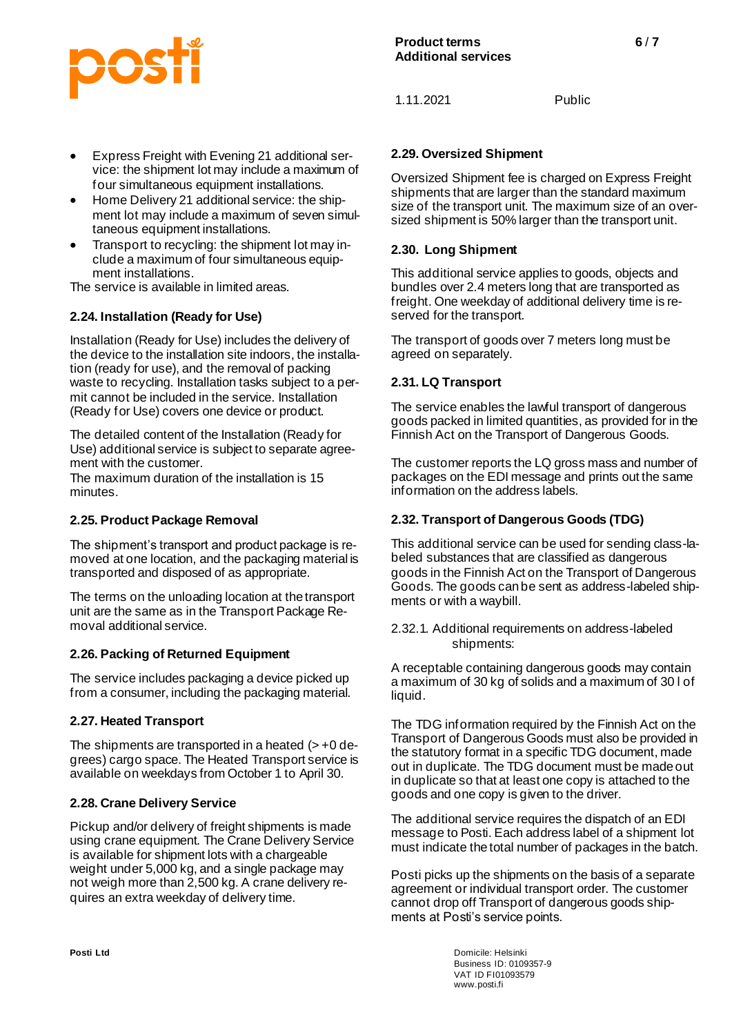- Express Freight with Evening 21 additional service: the shipment lot may include a maximum of four simultaneous equipment installations.
- Home Delivery 21 additional service: the shipment lot may include a maximum of seven simultaneous equipment installations.
- Transport to recycling: the shipment lot may include a maximum of four simultaneous equipment installations.

The service is available in limited areas.

### 2.24. Installation (Ready for Use)

Installation (Ready for Use) includes the delivery of the device to the installation site indoors, the installation (ready for use), and the removal of packing waste to recycling. Installation tasks subject to a permit cannot be included in the service. Installation (Ready for Use) covers one device or product.

The detailed content of the Installation (Ready for Use) additional service is subject to separate agreement with the customer.
The maximum duration of the installation is 15 minutes.

### 2.25. Product Package Removal

The shipment's transport and product package is removed at one location, and the packaging material is transported and disposed of as appropriate.

The terms on the unloading location at the transport unit are the same as in the Transport Package Removal additional service.

### 2.26. Packing of Returned Equipment

The service includes packaging a device picked up from a consumer, including the packaging material.

### 2.27. Heated Transport

The shipments are transported in a heated (> +0 degrees) cargo space. The Heated Transport service is available on weekdays from October 1 to April 30.

### 2.28. Crane Delivery Service

Pickup and/or delivery of freight shipments is made using crane equipment. The Crane Delivery Service is available for shipment lots with a chargeable weight under 5,000 kg, and a single package may not weigh more than 2,500 kg. A crane delivery requires an extra weekday of delivery time.

### 2.29. Oversized Shipment

Oversized Shipment fee is charged on Express Freight shipments that are larger than the standard maximum size of the transport unit. The maximum size of an oversized shipment is 50% larger than the transport unit.

### 2.30. Long Shipment

This additional service applies to goods, objects and bundles over 2.4 meters long that are transported as freight. One weekday of additional delivery time is reserved for the transport.

The transport of goods over 7 meters long must be agreed on separately.

### 2.31. LQ Transport

The service enables the lawful transport of dangerous goods packed in limited quantities, as provided for in the Finnish Act on the Transport of Dangerous Goods.

The customer reports the LQ gross mass and number of packages on the EDI message and prints out the same information on the address labels.

### 2.32. Transport of Dangerous Goods (TDG)

This additional service can be used for sending class-labeled substances that are classified as dangerous goods in the Finnish Act on the Transport of Dangerous Goods. The goods can be sent as address-labeled shipments or with a waybill.

#### 2.32.1. Additional requirements on address-labeled shipments:

A receptable containing dangerous goods may contain a maximum of 30 kg of solids and a maximum of 30 l of liquid.

The TDG information required by the Finnish Act on the Transport of Dangerous Goods must also be provided in the statutory format in a specific TDG document, made out in duplicate. The TDG document must be made out in duplicate so that at least one copy is attached to the goods and one copy is given to the driver.

The additional service requires the dispatch of an EDI message to Posti. Each address label of a shipment lot must indicate the total number of packages in the batch.

Posti picks up the shipments on the basis of a separate agreement or individual transport order. The customer cannot drop off Transport of dangerous goods shipments at Posti's service points.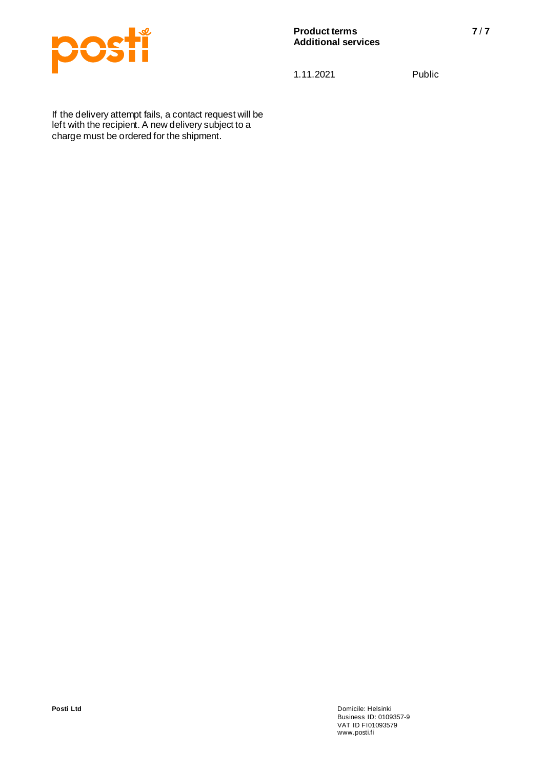If the delivery attempt fails, a contact request will be left with the recipient. A new delivery subject to a charge must be ordered for the shipment.